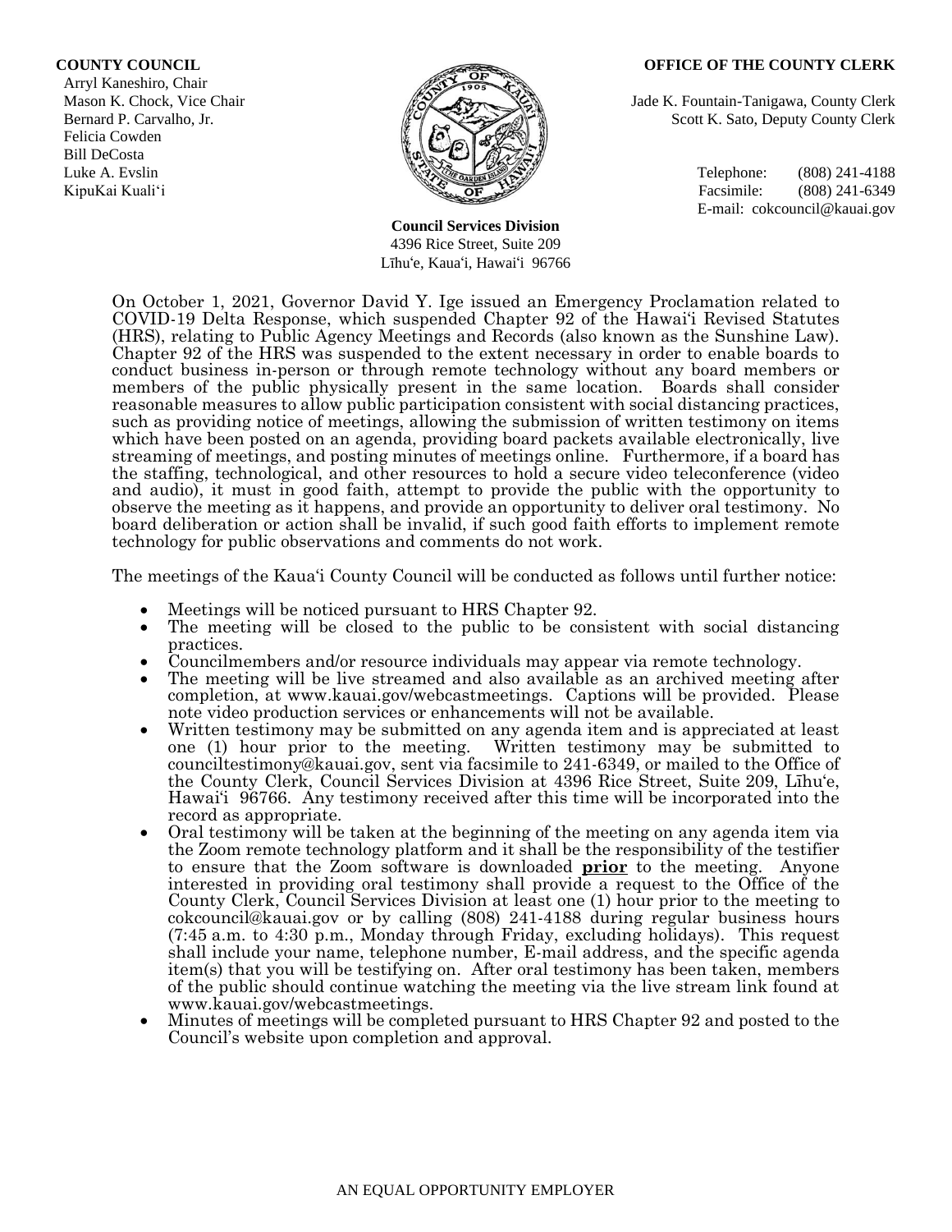**COUNTY COUNCIL**
Arryl Kaneshiro, Chair
Mason K. Chock, Vice Chair
Bernard P. Carvalho, Jr.
Felicia Cowden
Bill DeCosta
Luke A. Evslin
KipuKai Kuali'i

**OFFICE OF THE COUNTY CLERK**
Jade K. Fountain-Tanigawa, County Clerk
Scott K. Sato, Deputy County Clerk

Telephone: (808) 241-4188
Facsimile: (808) 241-6349
E-mail: cokcouncil@kauai.gov

**Council Services Division**
4396 Rice Street, Suite 209
Līhu'e, Kaua'i, Hawai'i 96766

On October 1, 2021, Governor David Y. Ige issued an Emergency Proclamation related to COVID-19 Delta Response, which suspended Chapter 92 of the Hawai'i Revised Statutes (HRS), relating to Public Agency Meetings and Records (also known as the Sunshine Law). Chapter 92 of the HRS was suspended to the extent necessary in order to enable boards to conduct business in-person or through remote technology without any board members or members of the public physically present in the same location. Boards shall consider reasonable measures to allow public participation consistent with social distancing practices, such as providing notice of meetings, allowing the submission of written testimony on items which have been posted on an agenda, providing board packets available electronically, live streaming of meetings, and posting minutes of meetings online. Furthermore, if a board has the staffing, technological, and other resources to hold a secure video teleconference (video and audio), it must in good faith, attempt to provide the public with the opportunity to observe the meeting as it happens, and provide an opportunity to deliver oral testimony. No board deliberation or action shall be invalid, if such good faith efforts to implement remote technology for public observations and comments do not work.

The meetings of the Kaua'i County Council will be conducted as follows until further notice:

- Meetings will be noticed pursuant to HRS Chapter 92.
- The meeting will be closed to the public to be consistent with social distancing practices.
- Councilmembers and/or resource individuals may appear via remote technology.
- The meeting will be live streamed and also available as an archived meeting after completion, at www.kauai.gov/webcastmeetings. Captions will be provided. Please note video production services or enhancements will not be available.
- Written testimony may be submitted on any agenda item and is appreciated at least one (1) hour prior to the meeting. Written testimony may be submitted to counciltestimony@kauai.gov, sent via facsimile to 241-6349, or mailed to the Office of the County Clerk, Council Services Division at 4396 Rice Street, Suite 209, Līhu'e, Hawai'i 96766. Any testimony received after this time will be incorporated into the record as appropriate.
- Oral testimony will be taken at the beginning of the meeting on any agenda item via the Zoom remote technology platform and it shall be the responsibility of the testifier to ensure that the Zoom software is downloaded **prior** to the meeting. Anyone interested in providing oral testimony shall provide a request to the Office of the County Clerk, Council Services Division at least one (1) hour prior to the meeting to cokcouncil@kauai.gov or by calling (808) 241-4188 during regular business hours (7:45 a.m. to 4:30 p.m., Monday through Friday, excluding holidays). This request shall include your name, telephone number, E-mail address, and the specific agenda item(s) that you will be testifying on. After oral testimony has been taken, members of the public should continue watching the meeting via the live stream link found at www.kauai.gov/webcastmeetings.
- Minutes of meetings will be completed pursuant to HRS Chapter 92 and posted to the Council's website upon completion and approval.

AN EQUAL OPPORTUNITY EMPLOYER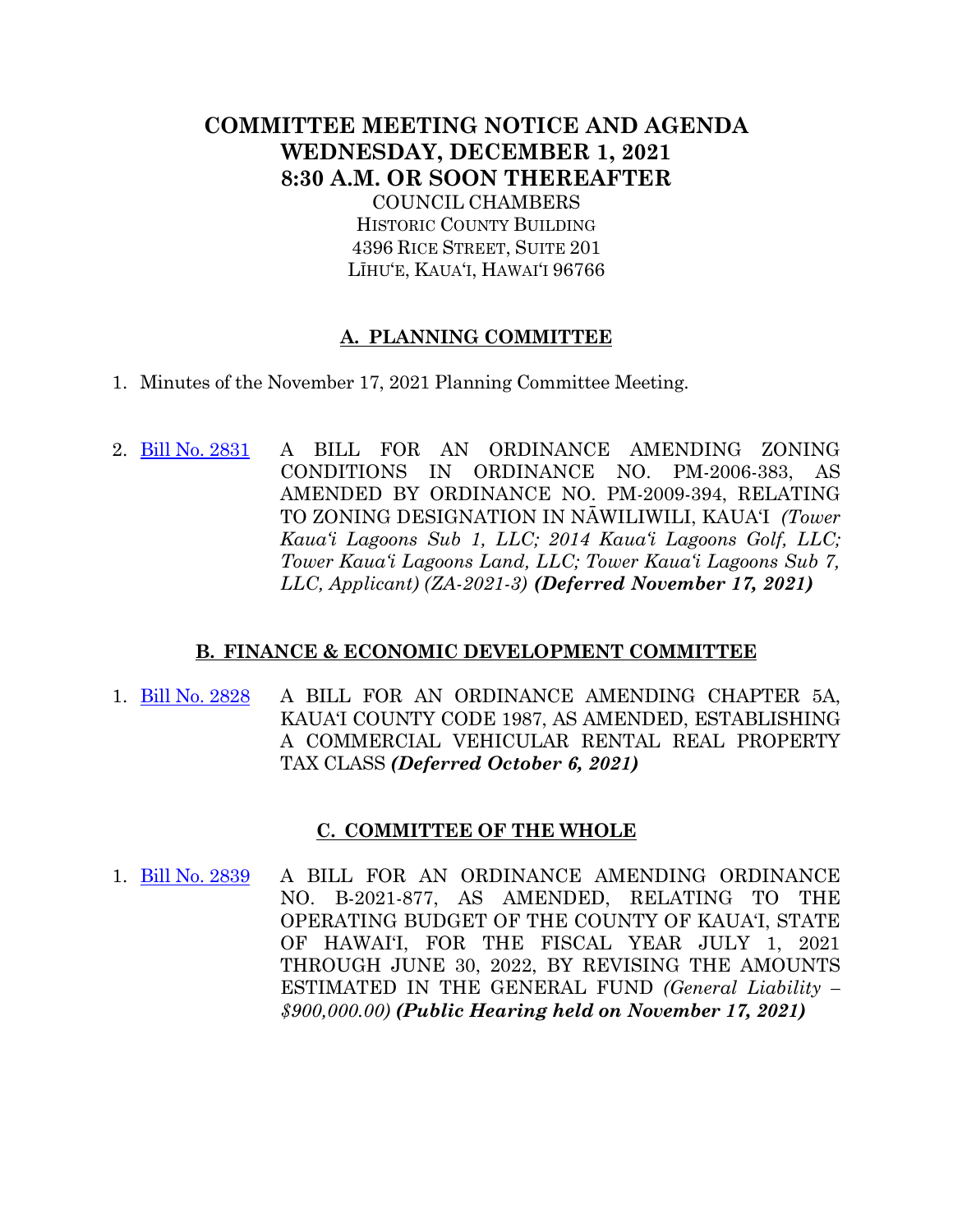# COMMITTEE MEETING NOTICE AND AGENDA
# WEDNESDAY, DECEMBER 1, 2021
# 8:30 A.M. OR SOON THEREAFTER

COUNCIL CHAMBERS
HISTORIC COUNTY BUILDING
4396 RICE STREET, SUITE 201
LĪHUʻE, KAUAʻI, HAWAIʻI 96766

## A. PLANNING COMMITTEE

1. Minutes of the November 17, 2021 Planning Committee Meeting.

2. Bill No. 2831 A BILL FOR AN ORDINANCE AMENDING ZONING CONDITIONS IN ORDINANCE NO. PM-2006-383, AS AMENDED BY ORDINANCE NO. PM-2009-394, RELATING TO ZONING DESIGNATION IN NĀWILIWILI, KAUAʻI *(Tower Kauaʻi Lagoons Sub 1, LLC; 2014 Kauaʻi Lagoons Golf, LLC; Tower Kauaʻi Lagoons Land, LLC; Tower Kauaʻi Lagoons Sub 7, LLC, Applicant) (ZA-2021-3)* ***(Deferred November 17, 2021)***

## B. FINANCE & ECONOMIC DEVELOPMENT COMMITTEE

1. Bill No. 2828 A BILL FOR AN ORDINANCE AMENDING CHAPTER 5A, KAUAʻI COUNTY CODE 1987, AS AMENDED, ESTABLISHING A COMMERCIAL VEHICULAR RENTAL REAL PROPERTY TAX CLASS ***(Deferred October 6, 2021)***

## C. COMMITTEE OF THE WHOLE

1. Bill No. 2839 A BILL FOR AN ORDINANCE AMENDING ORDINANCE NO. B-2021-877, AS AMENDED, RELATING TO THE OPERATING BUDGET OF THE COUNTY OF KAUAʻI, STATE OF HAWAIʻI, FOR THE FISCAL YEAR JULY 1, 2021 THROUGH JUNE 30, 2022, BY REVISING THE AMOUNTS ESTIMATED IN THE GENERAL FUND *(General Liability – $900,000.00)* ***(Public Hearing held on November 17, 2021)***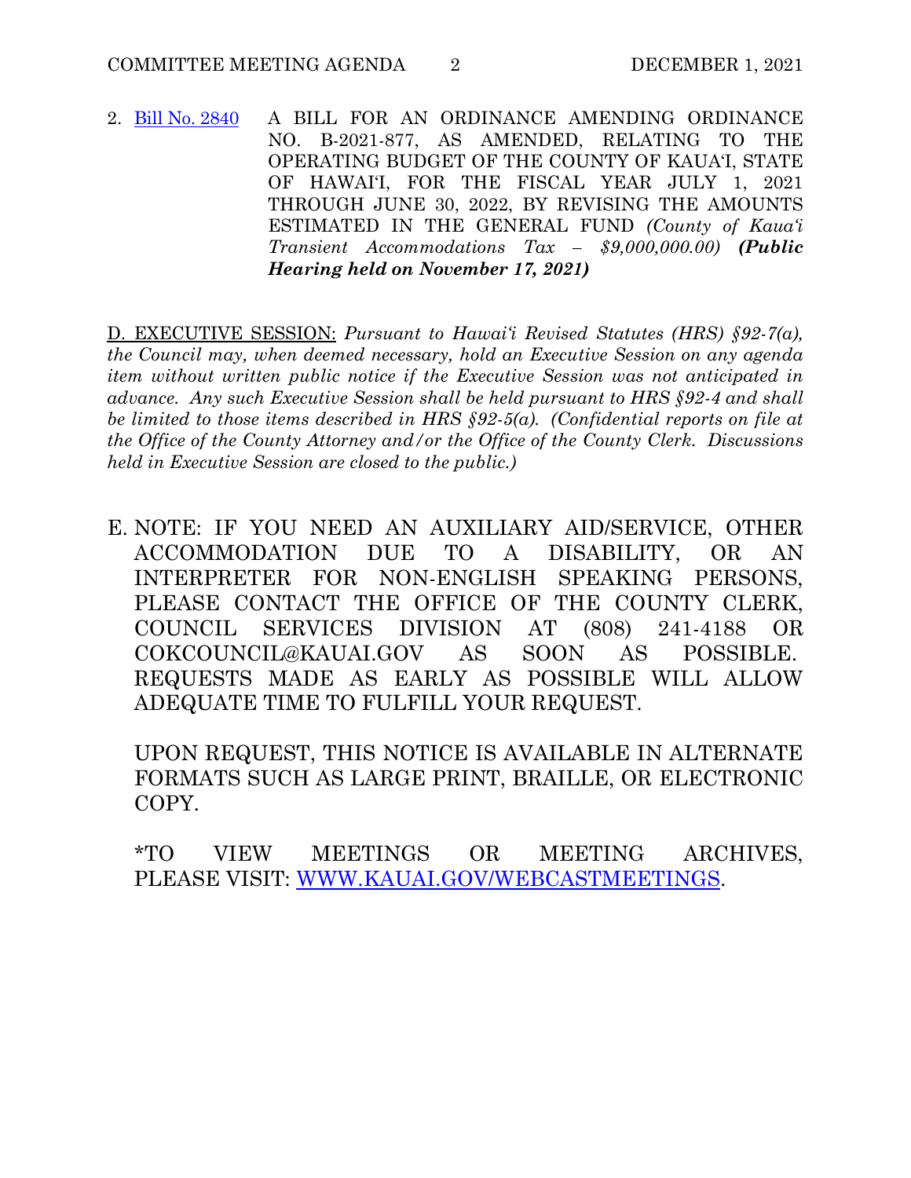2. [Bill No. 2840] A BILL FOR AN ORDINANCE AMENDING ORDINANCE NO. B-2021-877, AS AMENDED, RELATING TO THE OPERATING BUDGET OF THE COUNTY OF KAUAʻI, STATE OF HAWAIʻI, FOR THE FISCAL YEAR JULY 1, 2021 THROUGH JUNE 30, 2022, BY REVISING THE AMOUNTS ESTIMATED IN THE GENERAL FUND *(County of Kauaʻi Transient Accommodations Tax – $9,000,000.00)* ***(Public Hearing held on November 17, 2021)***

D. EXECUTIVE SESSION: *Pursuant to Hawaiʻi Revised Statutes (HRS) §92-7(a), the Council may, when deemed necessary, hold an Executive Session on any agenda item without written public notice if the Executive Session was not anticipated in advance. Any such Executive Session shall be held pursuant to HRS §92-4 and shall be limited to those items described in HRS §92-5(a). (Confidential reports on file at the Office of the County Attorney and/or the Office of the County Clerk. Discussions held in Executive Session are closed to the public.)*

E. NOTE: IF YOU NEED AN AUXILIARY AID/SERVICE, OTHER ACCOMMODATION DUE TO A DISABILITY, OR AN INTERPRETER FOR NON-ENGLISH SPEAKING PERSONS, PLEASE CONTACT THE OFFICE OF THE COUNTY CLERK, COUNCIL SERVICES DIVISION AT (808) 241-4188 OR COKCOUNCIL@KAUAI.GOV AS SOON AS POSSIBLE. REQUESTS MADE AS EARLY AS POSSIBLE WILL ALLOW ADEQUATE TIME TO FULFILL YOUR REQUEST.

UPON REQUEST, THIS NOTICE IS AVAILABLE IN ALTERNATE FORMATS SUCH AS LARGE PRINT, BRAILLE, OR ELECTRONIC COPY.

*TO VIEW MEETINGS OR MEETING ARCHIVES, PLEASE VISIT: WWW.KAUAI.GOV/WEBCASTMEETINGS.